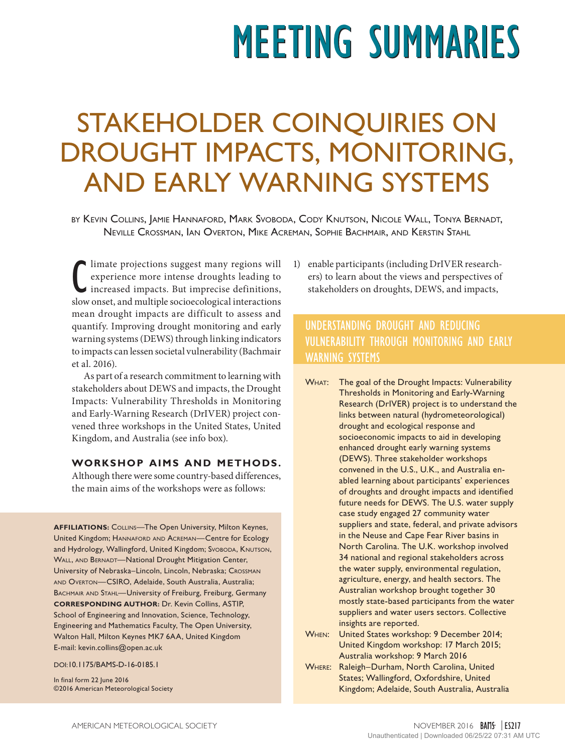# MEETING SUMMARIES

# STAKEHOLDER COINQUIRIES ON DROUGHT IMPACTS, MONITORING, AND EARLY WARNING SYSTEMS

BY KEVIN COLLINS, JAMIE HANNAFORD, MARK SVOBODA, CODY KNUTSON, NICOLE WALL, TONYA BERNADT, NEVILLE CROSSMAN, IAN OVERTON, MIKE ACREMAN, SOPHIE BACHMAIR, AND KERSTIN STAHL

Climate projections suggest many regions will experience more intense droughts leading to increased impacts. But imprecise definitions, slow onset, and multiple socioecological interactions mean drought impacts are difficult to assess and quantify. Improving drought monitoring and early warning systems (DEWS) through linking indicators to impacts can lessen societal vulnerability (Bachmair et al. 2016).

As part of a research commitment to learning with stakeholders about DEWS and impacts, the Drought Impacts: Vulnerability Thresholds in Monitoring and Early-Warning Research (DrIVER) project convened three workshops in the United States, United Kingdom, and Australia (see info box).

**WORKSHOP AIMS AND METHODS.** Although there were some country-based differences, the main aims of the workshops were as follows:

1) enable participants (including DrIVER researchers) to learn about the views and perspectives of stakeholders on droughts, DEWS, and impacts,

**AFFILIATIONS:** COLLINS—The Open University, Milton Keynes, United Kingdom; HANNAFORD AND ACREMAN—Centre for Ecology and Hydrology, Wallingford, United Kingdom; SVOBODA, KNUTSON, WALL, AND BERNADT—National Drought Mitigation Center, University of Nebraska–Lincoln, Lincoln, Nebraska; CROSSMAN AND OVERTON—CSIRO, Adelaide, South Australia, Australia; BACHMAIR AND STAHL—University of Freiburg, Freiburg, Germany
**CORRESPONDING AUTHOR:** Dr. Kevin Collins, ASTIP, School of Engineering and Innovation, Science, Technology, Engineering and Mathematics Faculty, The Open University, Walton Hall, Milton Keynes MK7 6AA, United Kingdom
E-mail: kevin.collins@open.ac.uk

DOI:10.1175/BAMS-D-16-0185.1

In final form 22 June 2016
©2016 American Meteorological Society

## UNDERSTANDING DROUGHT AND REDUCING VULNERABILITY THROUGH MONITORING AND EARLY WARNING SYSTEMS

WHAT: The goal of the Drought Impacts: Vulnerability Thresholds in Monitoring and Early-Warning Research (DrIVER) project is to understand the links between natural (hydrometeorological) drought and ecological response and socioeconomic impacts to aid in developing enhanced drought early warning systems (DEWS). Three stakeholder workshops convened in the U.S., U.K., and Australia enabled learning about participants' experiences of droughts and drought impacts and identified future needs for DEWS. The U.S. water supply case study engaged 27 community water suppliers and state, federal, and private advisors in the Neuse and Cape Fear River basins in North Carolina. The U.K. workshop involved 34 national and regional stakeholders across the water supply, environmental regulation, agriculture, energy, and health sectors. The Australian workshop brought together 30 mostly state-based participants from the water suppliers and water users sectors. Collective insights are reported.

WHEN: United States workshop: 9 December 2014; United Kingdom workshop: 17 March 2015; Australia workshop: 9 March 2016

WHERE: Raleigh–Durham, North Carolina, United States; Wallingford, Oxfordshire, United Kingdom; Adelaide, South Australia, Australia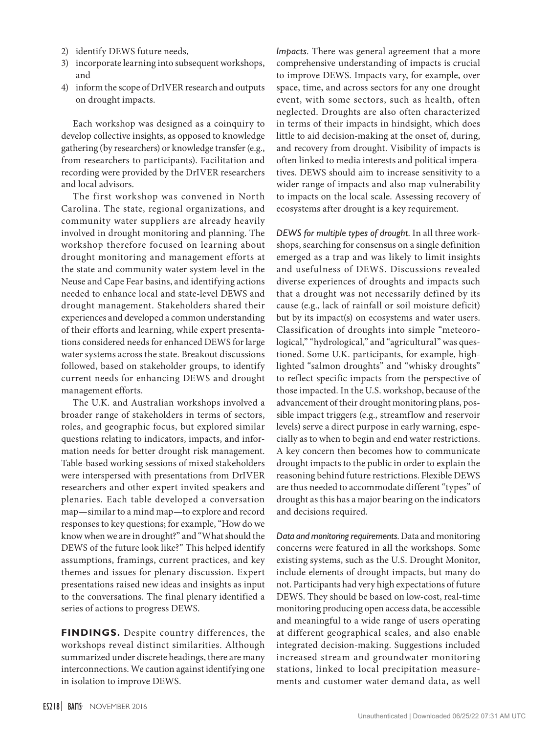2) identify DEWS future needs,
3) incorporate learning into subsequent workshops, and
4) inform the scope of DrIVER research and outputs on drought impacts.

Each workshop was designed as a coinquiry to develop collective insights, as opposed to knowledge gathering (by researchers) or knowledge transfer (e.g., from researchers to participants). Facilitation and recording were provided by the DrIVER researchers and local advisors.

The first workshop was convened in North Carolina. The state, regional organizations, and community water suppliers are already heavily involved in drought monitoring and planning. The workshop therefore focused on learning about drought monitoring and management efforts at the state and community water system-level in the Neuse and Cape Fear basins, and identifying actions needed to enhance local and state-level DEWS and drought management. Stakeholders shared their experiences and developed a common understanding of their efforts and learning, while expert presentations considered needs for enhanced DEWS for large water systems across the state. Breakout discussions followed, based on stakeholder groups, to identify current needs for enhancing DEWS and drought management efforts.

The U.K. and Australian workshops involved a broader range of stakeholders in terms of sectors, roles, and geographic focus, but explored similar questions relating to indicators, impacts, and information needs for better drought risk management. Table-based working sessions of mixed stakeholders were interspersed with presentations from DrIVER researchers and other expert invited speakers and plenaries. Each table developed a conversation map—similar to a mind map—to explore and record responses to key questions; for example, "How do we know when we are in drought?" and "What should the DEWS of the future look like?" This helped identify assumptions, framings, current practices, and key themes and issues for plenary discussion. Expert presentations raised new ideas and insights as input to the conversations. The final plenary identified a series of actions to progress DEWS.

**FINDINGS.** Despite country differences, the workshops reveal distinct similarities. Although summarized under discrete headings, there are many interconnections. We caution against identifying one in isolation to improve DEWS.

*Impacts.* There was general agreement that a more comprehensive understanding of impacts is crucial to improve DEWS. Impacts vary, for example, over space, time, and across sectors for any one drought event, with some sectors, such as health, often neglected. Droughts are also often characterized in terms of their impacts in hindsight, which does little to aid decision-making at the onset of, during, and recovery from drought. Visibility of impacts is often linked to media interests and political imperatives. DEWS should aim to increase sensitivity to a wider range of impacts and also map vulnerability to impacts on the local scale. Assessing recovery of ecosystems after drought is a key requirement.

*DEWS for multiple types of drought.* In all three workshops, searching for consensus on a single definition emerged as a trap and was likely to limit insights and usefulness of DEWS. Discussions revealed diverse experiences of droughts and impacts such that a drought was not necessarily defined by its cause (e.g., lack of rainfall or soil moisture deficit) but by its impact(s) on ecosystems and water users. Classification of droughts into simple "meteorological," "hydrological," and "agricultural" was questioned. Some U.K. participants, for example, highlighted "salmon droughts" and "whisky droughts" to reflect specific impacts from the perspective of those impacted. In the U.S. workshop, because of the advancement of their drought monitoring plans, possible impact triggers (e.g., streamflow and reservoir levels) serve a direct purpose in early warning, especially as to when to begin and end water restrictions. A key concern then becomes how to communicate drought impacts to the public in order to explain the reasoning behind future restrictions. Flexible DEWS are thus needed to accommodate different "types" of drought as this has a major bearing on the indicators and decisions required.

*Data and monitoring requirements.* Data and monitoring concerns were featured in all the workshops. Some existing systems, such as the U.S. Drought Monitor, include elements of drought impacts, but many do not. Participants had very high expectations of future DEWS. They should be based on low-cost, real-time monitoring producing open access data, be accessible and meaningful to a wide range of users operating at different geographical scales, and also enable integrated decision-making. Suggestions included increased stream and groundwater monitoring stations, linked to local precipitation measurements and customer water demand data, as well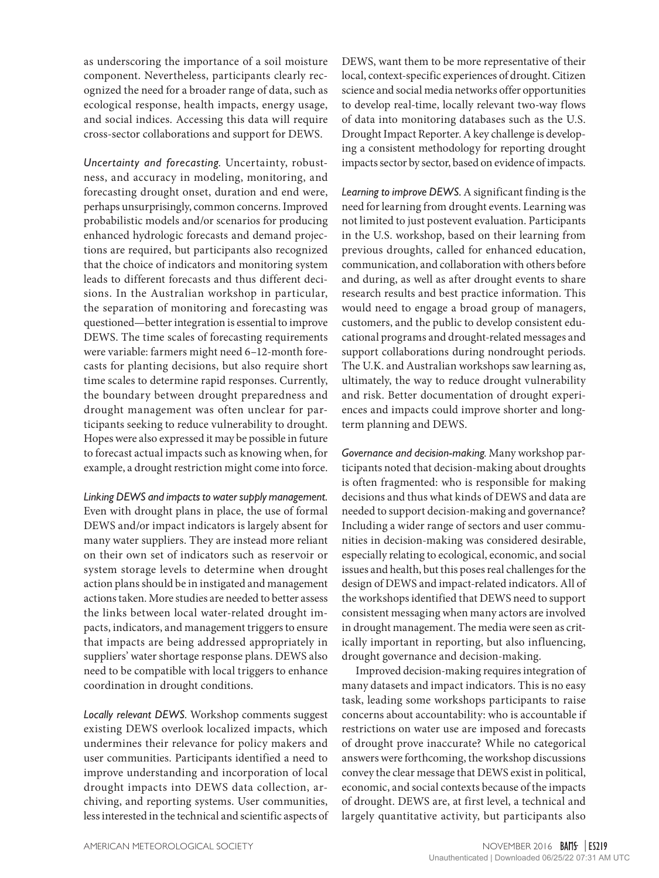as underscoring the importance of a soil moisture component. Nevertheless, participants clearly recognized the need for a broader range of data, such as ecological response, health impacts, energy usage, and social indices. Accessing this data will require cross-sector collaborations and support for DEWS.

*Uncertainty and forecasting.* Uncertainty, robustness, and accuracy in modeling, monitoring, and forecasting drought onset, duration and end were, perhaps unsurprisingly, common concerns. Improved probabilistic models and/or scenarios for producing enhanced hydrologic forecasts and demand projections are required, but participants also recognized that the choice of indicators and monitoring system leads to different forecasts and thus different decisions. In the Australian workshop in particular, the separation of monitoring and forecasting was questioned—better integration is essential to improve DEWS. The time scales of forecasting requirements were variable: farmers might need 6–12-month forecasts for planting decisions, but also require short time scales to determine rapid responses. Currently, the boundary between drought preparedness and drought management was often unclear for participants seeking to reduce vulnerability to drought. Hopes were also expressed it may be possible in future to forecast actual impacts such as knowing when, for example, a drought restriction might come into force.

*Linking DEWS and impacts to water supply management.* Even with drought plans in place, the use of formal DEWS and/or impact indicators is largely absent for many water suppliers. They are instead more reliant on their own set of indicators such as reservoir or system storage levels to determine when drought action plans should be in instigated and management actions taken. More studies are needed to better assess the links between local water-related drought impacts, indicators, and management triggers to ensure that impacts are being addressed appropriately in suppliers' water shortage response plans. DEWS also need to be compatible with local triggers to enhance coordination in drought conditions.

*Locally relevant DEWS.* Workshop comments suggest existing DEWS overlook localized impacts, which undermines their relevance for policy makers and user communities. Participants identified a need to improve understanding and incorporation of local drought impacts into DEWS data collection, archiving, and reporting systems. User communities, less interested in the technical and scientific aspects of DEWS, want them to be more representative of their local, context-specific experiences of drought. Citizen science and social media networks offer opportunities to develop real-time, locally relevant two-way flows of data into monitoring databases such as the U.S. Drought Impact Reporter. A key challenge is developing a consistent methodology for reporting drought impacts sector by sector, based on evidence of impacts.

*Learning to improve DEWS.* A significant finding is the need for learning from drought events. Learning was not limited to just postevent evaluation. Participants in the U.S. workshop, based on their learning from previous droughts, called for enhanced education, communication, and collaboration with others before and during, as well as after drought events to share research results and best practice information. This would need to engage a broad group of managers, customers, and the public to develop consistent educational programs and drought-related messages and support collaborations during nondrought periods. The U.K. and Australian workshops saw learning as, ultimately, the way to reduce drought vulnerability and risk. Better documentation of drought experiences and impacts could improve shorter and long-term planning and DEWS.

*Governance and decision-making.* Many workshop participants noted that decision-making about droughts is often fragmented: who is responsible for making decisions and thus what kinds of DEWS and data are needed to support decision-making and governance? Including a wider range of sectors and user communities in decision-making was considered desirable, especially relating to ecological, economic, and social issues and health, but this poses real challenges for the design of DEWS and impact-related indicators. All of the workshops identified that DEWS need to support consistent messaging when many actors are involved in drought management. The media were seen as critically important in reporting, but also influencing, drought governance and decision-making.

Improved decision-making requires integration of many datasets and impact indicators. This is no easy task, leading some workshops participants to raise concerns about accountability: who is accountable if restrictions on water use are imposed and forecasts of drought prove inaccurate? While no categorical answers were forthcoming, the workshop discussions convey the clear message that DEWS exist in political, economic, and social contexts because of the impacts of drought. DEWS are, at first level, a technical and largely quantitative activity, but participants also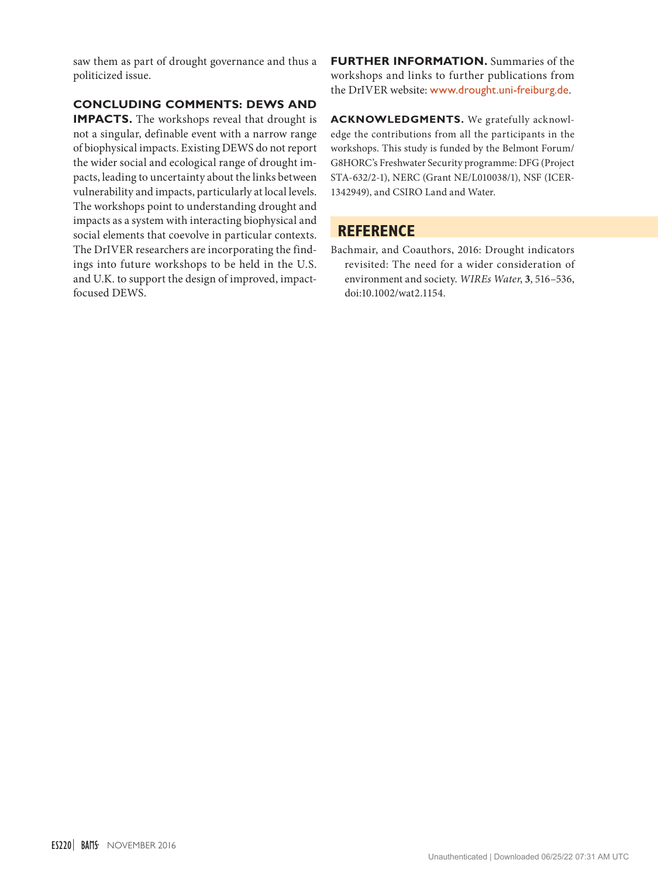saw them as part of drought governance and thus a politicized issue.

**CONCLUDING COMMENTS: DEWS AND IMPACTS.** The workshops reveal that drought is not a singular, definable event with a narrow range of biophysical impacts. Existing DEWS do not report the wider social and ecological range of drought impacts, leading to uncertainty about the links between vulnerability and impacts, particularly at local levels. The workshops point to understanding drought and impacts as a system with interacting biophysical and social elements that coevolve in particular contexts. The DrIVER researchers are incorporating the findings into future workshops to be held in the U.S. and U.K. to support the design of improved, impact-focused DEWS.

**FURTHER INFORMATION.** Summaries of the workshops and links to further publications from the DrIVER website: www.drought.uni-freiburg.de.

**ACKNOWLEDGMENTS.** We gratefully acknowledge the contributions from all the participants in the workshops. This study is funded by the Belmont Forum/ G8HORC's Freshwater Security programme: DFG (Project STA-632/2-1), NERC (Grant NE/L010038/1), NSF (ICER-1342949), and CSIRO Land and Water.

## REFERENCE

Bachmair, and Coauthors, 2016: Drought indicators revisited: The need for a wider consideration of environment and society. *WIREs Water*, **3**, 516–536, doi:10.1002/wat2.1154.